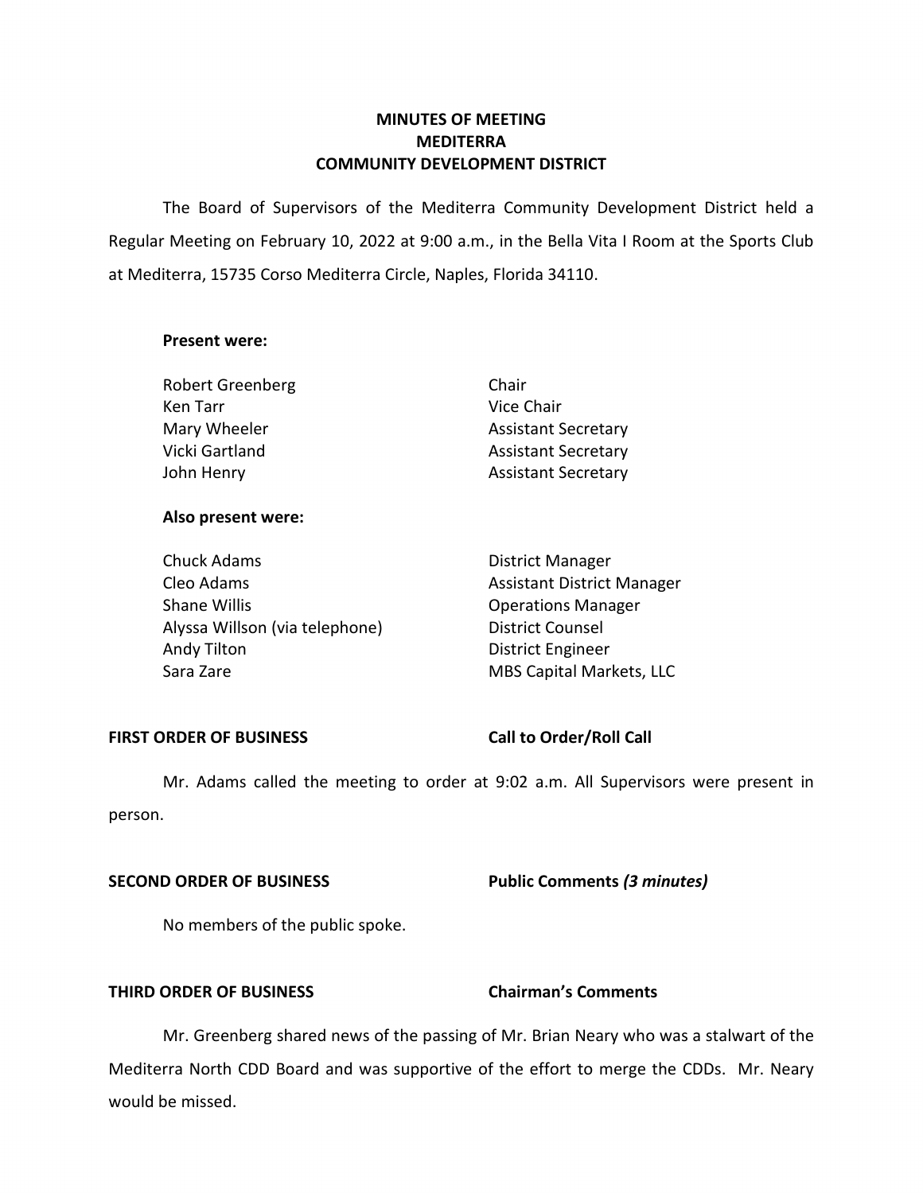# MINUTES OF MEETING
# MEDITERRA
# COMMUNITY DEVELOPMENT DISTRICT

The Board of Supervisors of the Mediterra Community Development District held a Regular Meeting on February 10, 2022 at 9:00 a.m., in the Bella Vita I Room at the Sports Club at Mediterra, 15735 Corso Mediterra Circle, Naples, Florida 34110.

**Present were:**

| | |
|---|---|
| Robert Greenberg | Chair |
| Ken Tarr | Vice Chair |
| Mary Wheeler | Assistant Secretary |
| Vicki Gartland | Assistant Secretary |
| John Henry | Assistant Secretary |

**Also present were:**

| | |
|---|---|
| Chuck Adams | District Manager |
| Cleo Adams | Assistant District Manager |
| Shane Willis | Operations Manager |
| Alyssa Willson (via telephone) | District Counsel |
| Andy Tilton | District Engineer |
| Sara Zare | MBS Capital Markets, LLC |

**FIRST ORDER OF BUSINESS** **Call to Order/Roll Call**

Mr. Adams called the meeting to order at 9:02 a.m. All Supervisors were present in person.

**SECOND ORDER OF BUSINESS** **Public Comments *(3 minutes)***

No members of the public spoke.

**THIRD ORDER OF BUSINESS** **Chairman's Comments**

Mr. Greenberg shared news of the passing of Mr. Brian Neary who was a stalwart of the Mediterra North CDD Board and was supportive of the effort to merge the CDDs. Mr. Neary would be missed.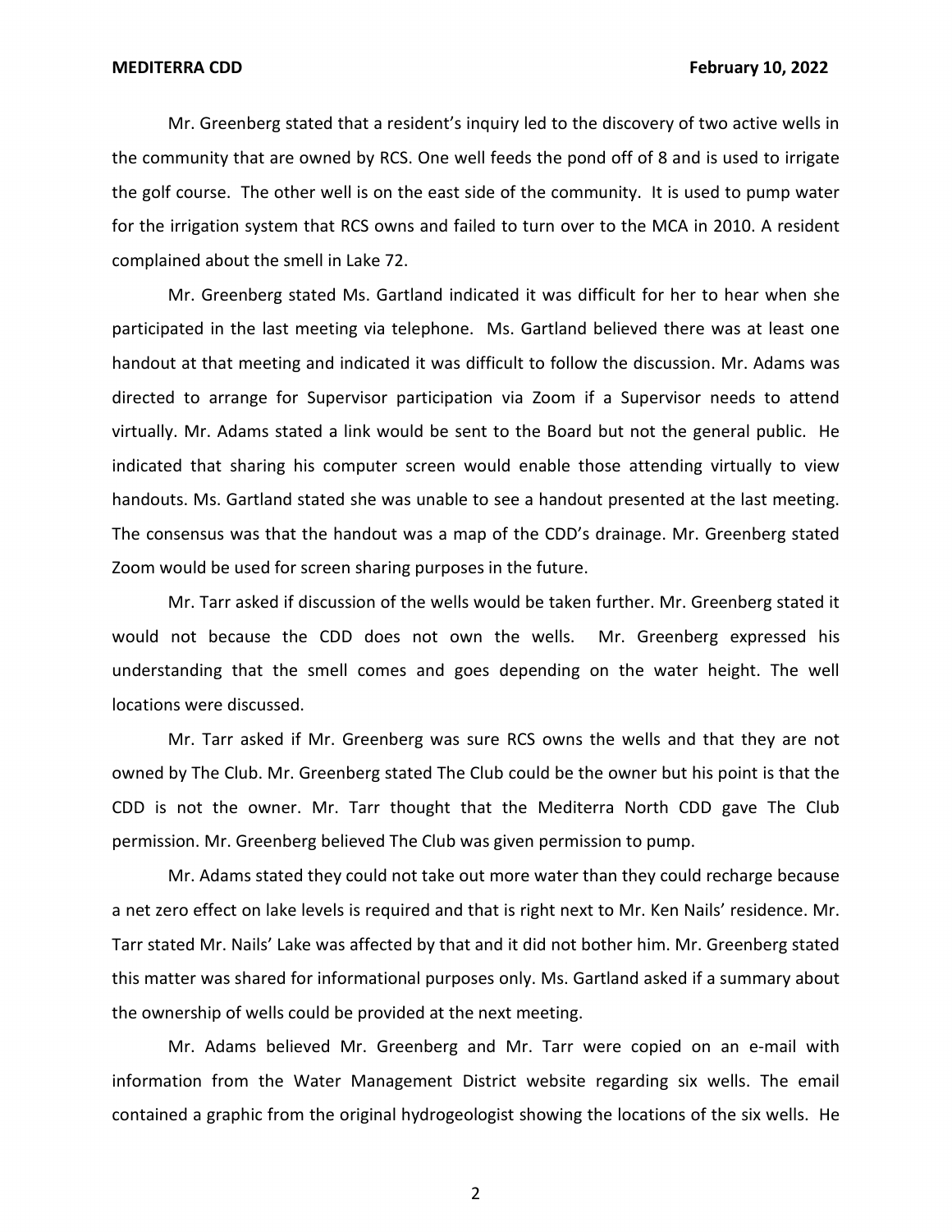Mr. Greenberg stated that a resident's inquiry led to the discovery of two active wells in the community that are owned by RCS. One well feeds the pond off of 8 and is used to irrigate the golf course. The other well is on the east side of the community. It is used to pump water for the irrigation system that RCS owns and failed to turn over to the MCA in 2010. A resident complained about the smell in Lake 72.

Mr. Greenberg stated Ms. Gartland indicated it was difficult for her to hear when she participated in the last meeting via telephone. Ms. Gartland believed there was at least one handout at that meeting and indicated it was difficult to follow the discussion. Mr. Adams was directed to arrange for Supervisor participation via Zoom if a Supervisor needs to attend virtually. Mr. Adams stated a link would be sent to the Board but not the general public. He indicated that sharing his computer screen would enable those attending virtually to view handouts. Ms. Gartland stated she was unable to see a handout presented at the last meeting. The consensus was that the handout was a map of the CDD's drainage. Mr. Greenberg stated Zoom would be used for screen sharing purposes in the future.

Mr. Tarr asked if discussion of the wells would be taken further. Mr. Greenberg stated it would not because the CDD does not own the wells. Mr. Greenberg expressed his understanding that the smell comes and goes depending on the water height. The well locations were discussed.

Mr. Tarr asked if Mr. Greenberg was sure RCS owns the wells and that they are not owned by The Club. Mr. Greenberg stated The Club could be the owner but his point is that the CDD is not the owner. Mr. Tarr thought that the Mediterra North CDD gave The Club permission. Mr. Greenberg believed The Club was given permission to pump.

Mr. Adams stated they could not take out more water than they could recharge because a net zero effect on lake levels is required and that is right next to Mr. Ken Nails' residence. Mr. Tarr stated Mr. Nails' Lake was affected by that and it did not bother him. Mr. Greenberg stated this matter was shared for informational purposes only. Ms. Gartland asked if a summary about the ownership of wells could be provided at the next meeting.

Mr. Adams believed Mr. Greenberg and Mr. Tarr were copied on an e-mail with information from the Water Management District website regarding six wells. The email contained a graphic from the original hydrogeologist showing the locations of the six wells. He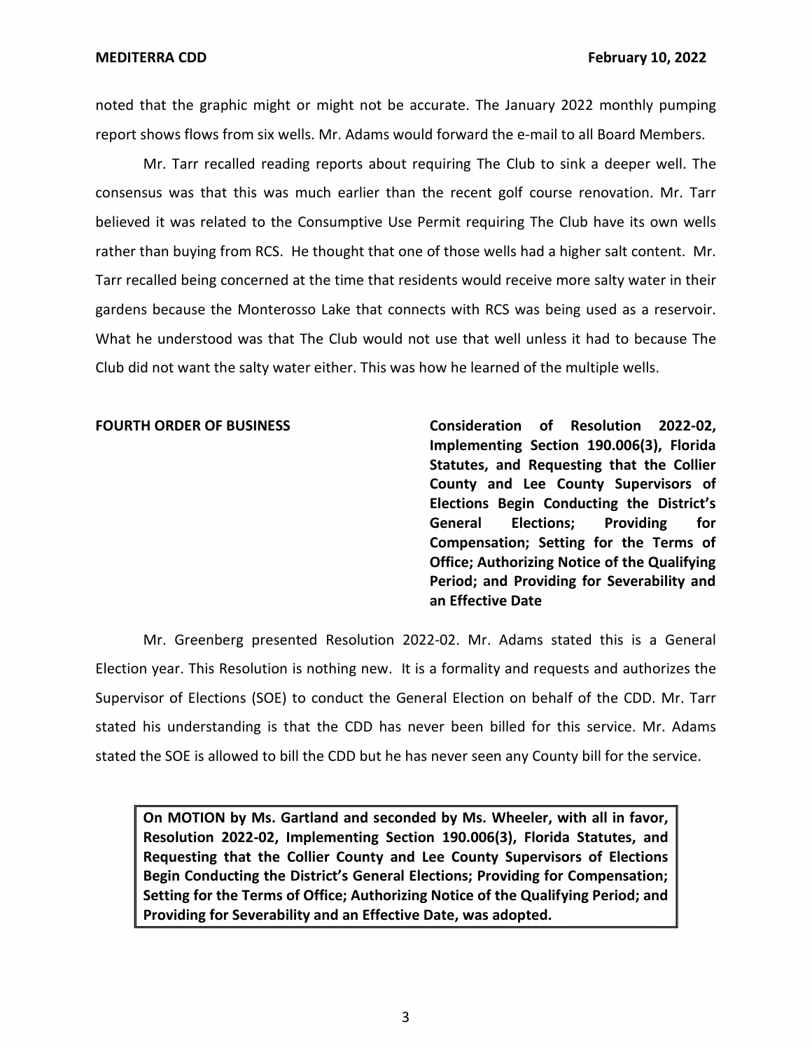noted that the graphic might or might not be accurate. The January 2022 monthly pumping report shows flows from six wells. Mr. Adams would forward the e-mail to all Board Members.

Mr. Tarr recalled reading reports about requiring The Club to sink a deeper well. The consensus was that this was much earlier than the recent golf course renovation. Mr. Tarr believed it was related to the Consumptive Use Permit requiring The Club have its own wells rather than buying from RCS. He thought that one of those wells had a higher salt content. Mr. Tarr recalled being concerned at the time that residents would receive more salty water in their gardens because the Monterosso Lake that connects with RCS was being used as a reservoir. What he understood was that The Club would not use that well unless it had to because The Club did not want the salty water either. This was how he learned of the multiple wells.

**FOURTH ORDER OF BUSINESS** **Consideration of Resolution 2022-02, Implementing Section 190.006(3), Florida Statutes, and Requesting that the Collier County and Lee County Supervisors of Elections Begin Conducting the District's General Elections; Providing for Compensation; Setting for the Terms of Office; Authorizing Notice of the Qualifying Period; and Providing for Severability and an Effective Date**

Mr. Greenberg presented Resolution 2022-02. Mr. Adams stated this is a General Election year. This Resolution is nothing new. It is a formality and requests and authorizes the Supervisor of Elections (SOE) to conduct the General Election on behalf of the CDD. Mr. Tarr stated his understanding is that the CDD has never been billed for this service. Mr. Adams stated the SOE is allowed to bill the CDD but he has never seen any County bill for the service.

**On MOTION by Ms. Gartland and seconded by Ms. Wheeler, with all in favor, Resolution 2022-02, Implementing Section 190.006(3), Florida Statutes, and Requesting that the Collier County and Lee County Supervisors of Elections Begin Conducting the District's General Elections; Providing for Compensation; Setting for the Terms of Office; Authorizing Notice of the Qualifying Period; and Providing for Severability and an Effective Date, was adopted.**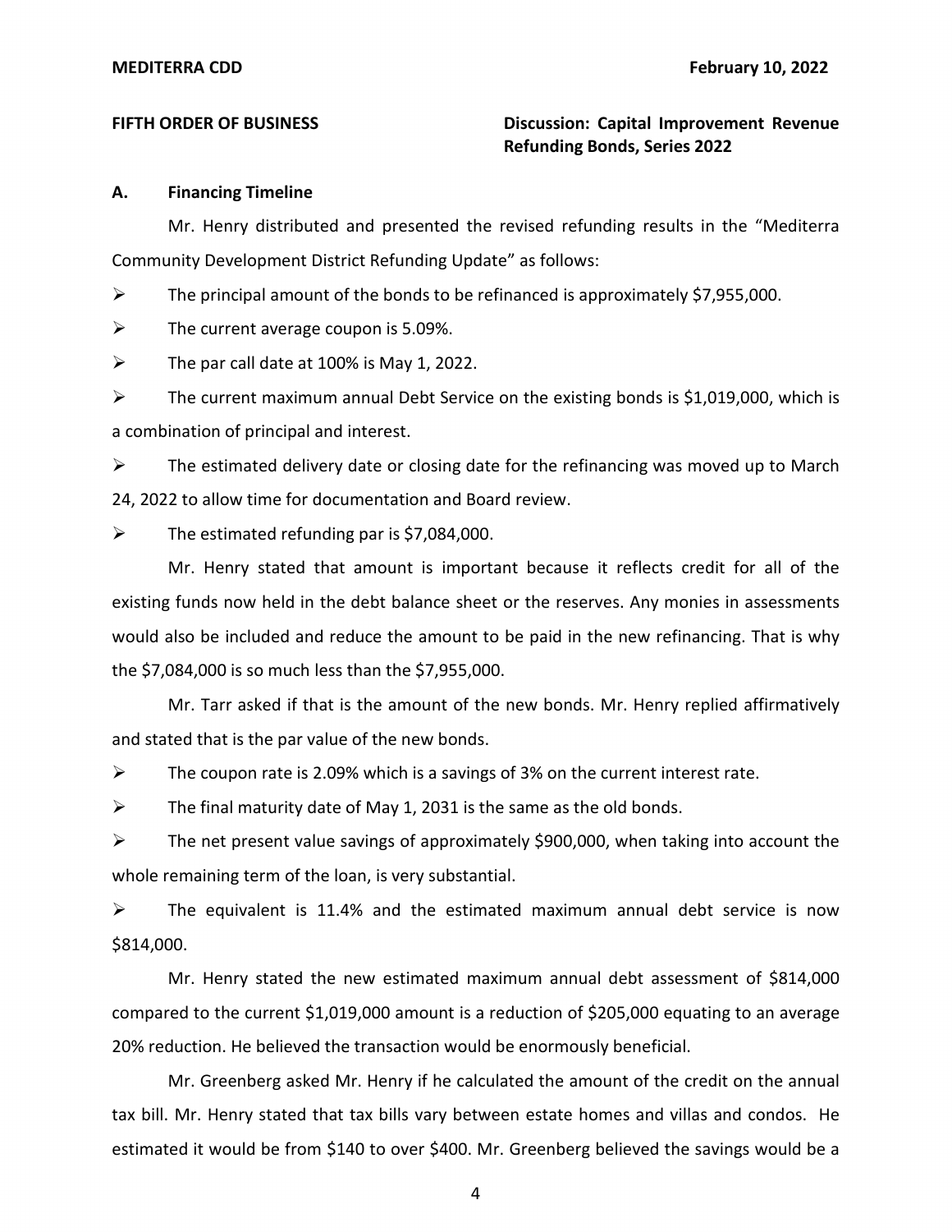**FIFTH ORDER OF BUSINESS** **Discussion: Capital Improvement Revenue Refunding Bonds, Series 2022**

**A. Financing Timeline**

Mr. Henry distributed and presented the revised refunding results in the "Mediterra Community Development District Refunding Update" as follows:

- The principal amount of the bonds to be refinanced is approximately $7,955,000.
- The current average coupon is 5.09%.
- The par call date at 100% is May 1, 2022.
- The current maximum annual Debt Service on the existing bonds is $1,019,000, which is a combination of principal and interest.
- The estimated delivery date or closing date for the refinancing was moved up to March 24, 2022 to allow time for documentation and Board review.
- The estimated refunding par is $7,084,000.

Mr. Henry stated that amount is important because it reflects credit for all of the existing funds now held in the debt balance sheet or the reserves. Any monies in assessments would also be included and reduce the amount to be paid in the new refinancing. That is why the $7,084,000 is so much less than the $7,955,000.

Mr. Tarr asked if that is the amount of the new bonds. Mr. Henry replied affirmatively and stated that is the par value of the new bonds.

- The coupon rate is 2.09% which is a savings of 3% on the current interest rate.
- The final maturity date of May 1, 2031 is the same as the old bonds.
- The net present value savings of approximately $900,000, when taking into account the whole remaining term of the loan, is very substantial.
- The equivalent is 11.4% and the estimated maximum annual debt service is now $814,000.

Mr. Henry stated the new estimated maximum annual debt assessment of $814,000 compared to the current $1,019,000 amount is a reduction of $205,000 equating to an average 20% reduction. He believed the transaction would be enormously beneficial.

Mr. Greenberg asked Mr. Henry if he calculated the amount of the credit on the annual tax bill. Mr. Henry stated that tax bills vary between estate homes and villas and condos. He estimated it would be from $140 to over $400. Mr. Greenberg believed the savings would be a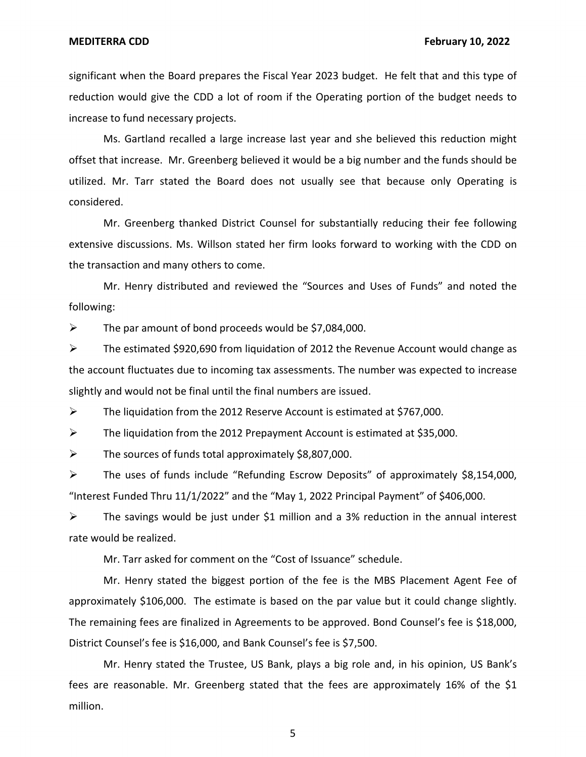significant when the Board prepares the Fiscal Year 2023 budget. He felt that and this type of reduction would give the CDD a lot of room if the Operating portion of the budget needs to increase to fund necessary projects.

Ms. Gartland recalled a large increase last year and she believed this reduction might offset that increase. Mr. Greenberg believed it would be a big number and the funds should be utilized. Mr. Tarr stated the Board does not usually see that because only Operating is considered.

Mr. Greenberg thanked District Counsel for substantially reducing their fee following extensive discussions. Ms. Willson stated her firm looks forward to working with the CDD on the transaction and many others to come.

Mr. Henry distributed and reviewed the "Sources and Uses of Funds" and noted the following:

- The par amount of bond proceeds would be $7,084,000.
- The estimated $920,690 from liquidation of 2012 the Revenue Account would change as the account fluctuates due to incoming tax assessments. The number was expected to increase slightly and would not be final until the final numbers are issued.
- The liquidation from the 2012 Reserve Account is estimated at $767,000.
- The liquidation from the 2012 Prepayment Account is estimated at $35,000.
- The sources of funds total approximately $8,807,000.
- The uses of funds include "Refunding Escrow Deposits" of approximately $8,154,000, "Interest Funded Thru 11/1/2022" and the "May 1, 2022 Principal Payment" of $406,000.
- The savings would be just under $1 million and a 3% reduction in the annual interest rate would be realized.

Mr. Tarr asked for comment on the "Cost of Issuance" schedule.

Mr. Henry stated the biggest portion of the fee is the MBS Placement Agent Fee of approximately $106,000. The estimate is based on the par value but it could change slightly. The remaining fees are finalized in Agreements to be approved. Bond Counsel's fee is $18,000, District Counsel's fee is $16,000, and Bank Counsel's fee is $7,500.

Mr. Henry stated the Trustee, US Bank, plays a big role and, in his opinion, US Bank's fees are reasonable. Mr. Greenberg stated that the fees are approximately 16% of the $1 million.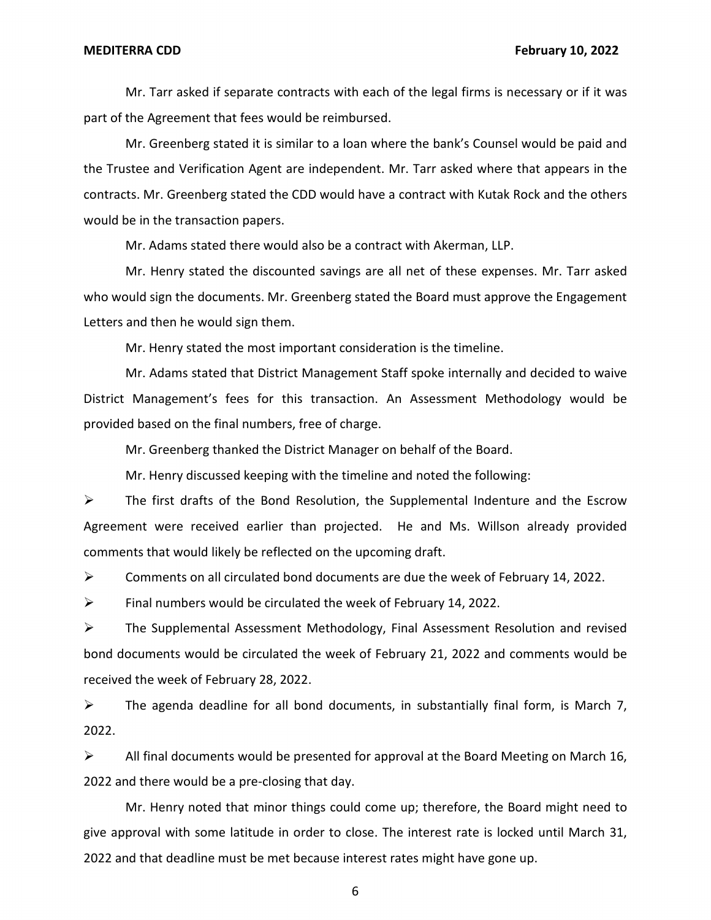Mr. Tarr asked if separate contracts with each of the legal firms is necessary or if it was part of the Agreement that fees would be reimbursed.

Mr. Greenberg stated it is similar to a loan where the bank's Counsel would be paid and the Trustee and Verification Agent are independent. Mr. Tarr asked where that appears in the contracts. Mr. Greenberg stated the CDD would have a contract with Kutak Rock and the others would be in the transaction papers.

Mr. Adams stated there would also be a contract with Akerman, LLP.

Mr. Henry stated the discounted savings are all net of these expenses. Mr. Tarr asked who would sign the documents. Mr. Greenberg stated the Board must approve the Engagement Letters and then he would sign them.

Mr. Henry stated the most important consideration is the timeline.

Mr. Adams stated that District Management Staff spoke internally and decided to waive District Management's fees for this transaction. An Assessment Methodology would be provided based on the final numbers, free of charge.

Mr. Greenberg thanked the District Manager on behalf of the Board.

Mr. Henry discussed keeping with the timeline and noted the following:

- The first drafts of the Bond Resolution, the Supplemental Indenture and the Escrow Agreement were received earlier than projected. He and Ms. Willson already provided comments that would likely be reflected on the upcoming draft.
- Comments on all circulated bond documents are due the week of February 14, 2022.
- Final numbers would be circulated the week of February 14, 2022.
- The Supplemental Assessment Methodology, Final Assessment Resolution and revised bond documents would be circulated the week of February 21, 2022 and comments would be received the week of February 28, 2022.
- The agenda deadline for all bond documents, in substantially final form, is March 7, 2022.
- All final documents would be presented for approval at the Board Meeting on March 16, 2022 and there would be a pre-closing that day.

Mr. Henry noted that minor things could come up; therefore, the Board might need to give approval with some latitude in order to close. The interest rate is locked until March 31, 2022 and that deadline must be met because interest rates might have gone up.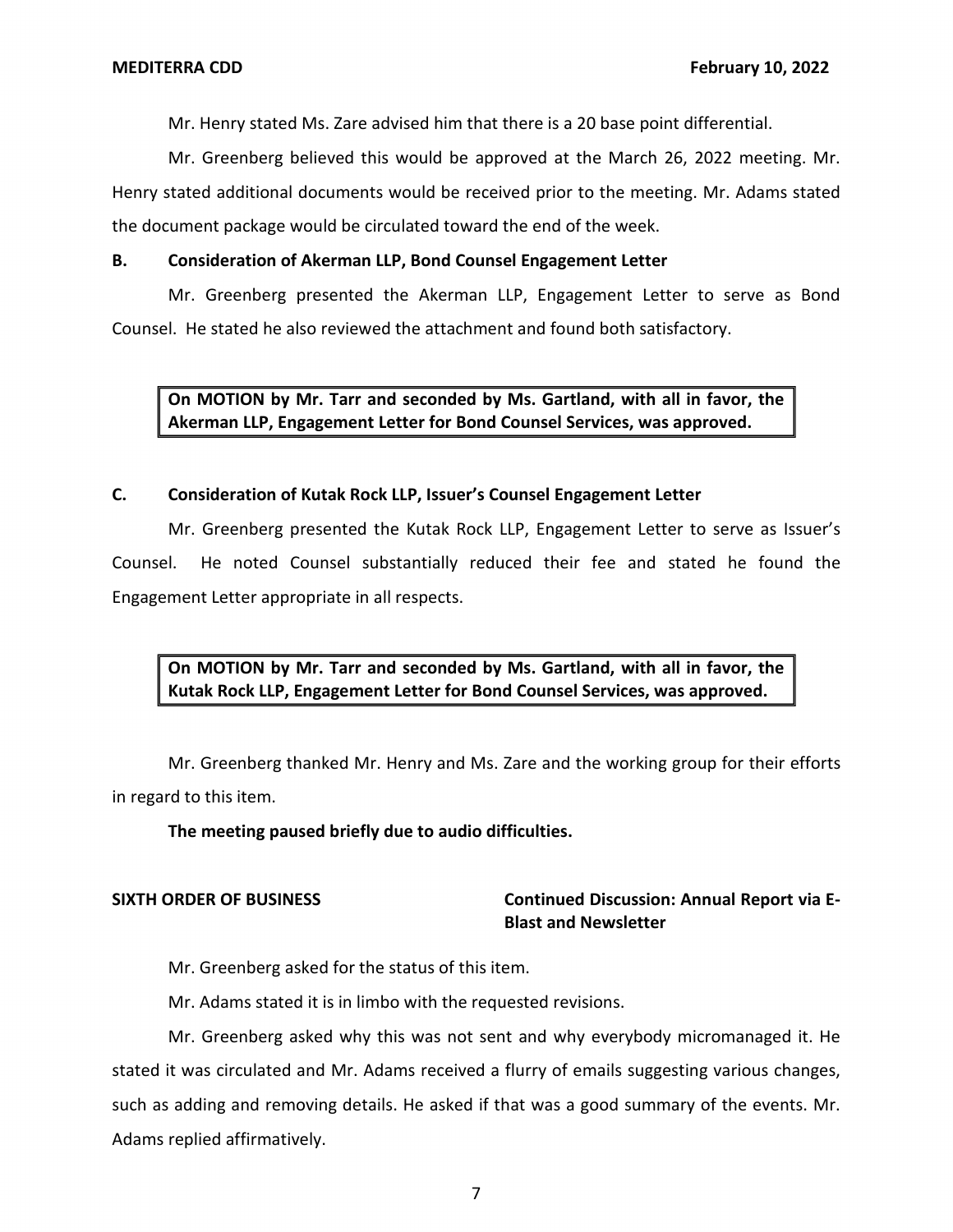Mr. Henry stated Ms. Zare advised him that there is a 20 base point differential.

Mr. Greenberg believed this would be approved at the March 26, 2022 meeting. Mr. Henry stated additional documents would be received prior to the meeting. Mr. Adams stated the document package would be circulated toward the end of the week.

**B. Consideration of Akerman LLP, Bond Counsel Engagement Letter**

Mr. Greenberg presented the Akerman LLP, Engagement Letter to serve as Bond Counsel. He stated he also reviewed the attachment and found both satisfactory.

> **On MOTION by Mr. Tarr and seconded by Ms. Gartland, with all in favor, the Akerman LLP, Engagement Letter for Bond Counsel Services, was approved.**

**C. Consideration of Kutak Rock LLP, Issuer's Counsel Engagement Letter**

Mr. Greenberg presented the Kutak Rock LLP, Engagement Letter to serve as Issuer's Counsel. He noted Counsel substantially reduced their fee and stated he found the Engagement Letter appropriate in all respects.

> **On MOTION by Mr. Tarr and seconded by Ms. Gartland, with all in favor, the Kutak Rock LLP, Engagement Letter for Bond Counsel Services, was approved.**

Mr. Greenberg thanked Mr. Henry and Ms. Zare and the working group for their efforts in regard to this item.

**The meeting paused briefly due to audio difficulties.**

**SIXTH ORDER OF BUSINESS — Continued Discussion: Annual Report via E-Blast and Newsletter**

Mr. Greenberg asked for the status of this item.

Mr. Adams stated it is in limbo with the requested revisions.

Mr. Greenberg asked why this was not sent and why everybody micromanaged it. He stated it was circulated and Mr. Adams received a flurry of emails suggesting various changes, such as adding and removing details. He asked if that was a good summary of the events. Mr. Adams replied affirmatively.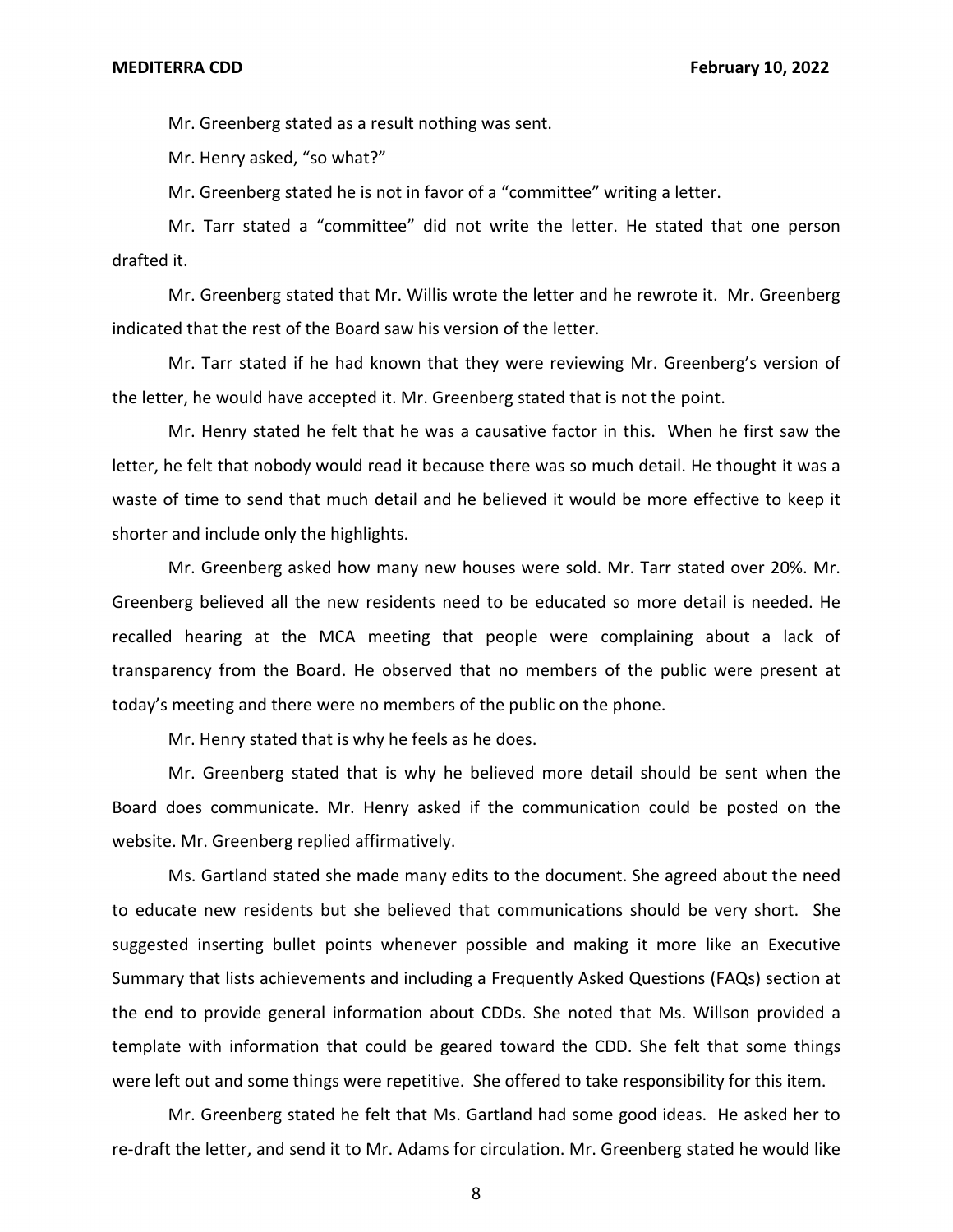Mr. Greenberg stated as a result nothing was sent.

Mr. Henry asked, "so what?"

Mr. Greenberg stated he is not in favor of a "committee" writing a letter.

Mr. Tarr stated a "committee" did not write the letter. He stated that one person drafted it.

Mr. Greenberg stated that Mr. Willis wrote the letter and he rewrote it. Mr. Greenberg indicated that the rest of the Board saw his version of the letter.

Mr. Tarr stated if he had known that they were reviewing Mr. Greenberg's version of the letter, he would have accepted it. Mr. Greenberg stated that is not the point.

Mr. Henry stated he felt that he was a causative factor in this. When he first saw the letter, he felt that nobody would read it because there was so much detail. He thought it was a waste of time to send that much detail and he believed it would be more effective to keep it shorter and include only the highlights.

Mr. Greenberg asked how many new houses were sold. Mr. Tarr stated over 20%. Mr. Greenberg believed all the new residents need to be educated so more detail is needed. He recalled hearing at the MCA meeting that people were complaining about a lack of transparency from the Board. He observed that no members of the public were present at today's meeting and there were no members of the public on the phone.

Mr. Henry stated that is why he feels as he does.

Mr. Greenberg stated that is why he believed more detail should be sent when the Board does communicate. Mr. Henry asked if the communication could be posted on the website. Mr. Greenberg replied affirmatively.

Ms. Gartland stated she made many edits to the document. She agreed about the need to educate new residents but she believed that communications should be very short. She suggested inserting bullet points whenever possible and making it more like an Executive Summary that lists achievements and including a Frequently Asked Questions (FAQs) section at the end to provide general information about CDDs. She noted that Ms. Willson provided a template with information that could be geared toward the CDD. She felt that some things were left out and some things were repetitive. She offered to take responsibility for this item.

Mr. Greenberg stated he felt that Ms. Gartland had some good ideas. He asked her to re-draft the letter, and send it to Mr. Adams for circulation. Mr. Greenberg stated he would like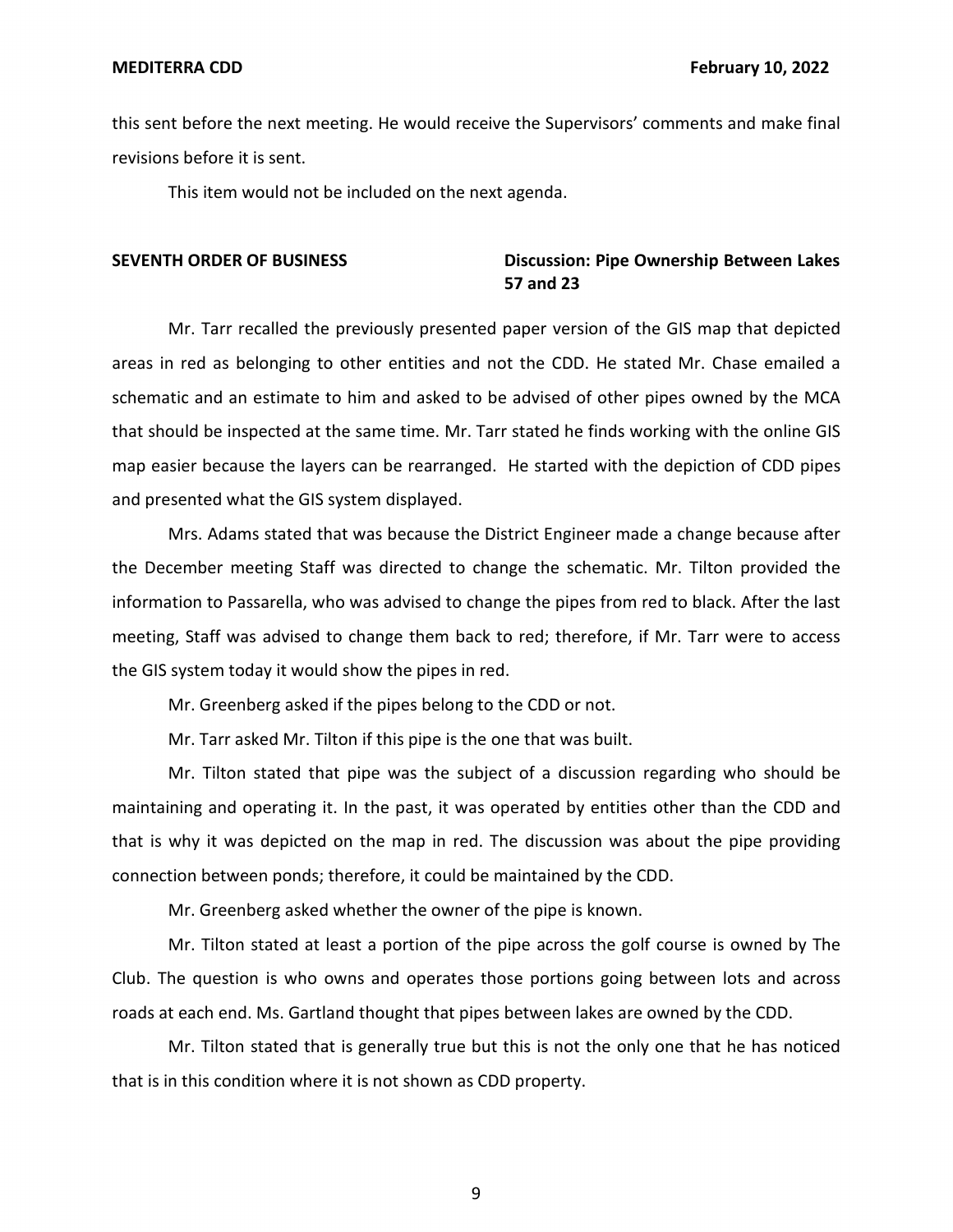this sent before the next meeting. He would receive the Supervisors' comments and make final revisions before it is sent.

This item would not be included on the next agenda.

**SEVENTH ORDER OF BUSINESS** **Discussion: Pipe Ownership Between Lakes 57 and 23**

Mr. Tarr recalled the previously presented paper version of the GIS map that depicted areas in red as belonging to other entities and not the CDD. He stated Mr. Chase emailed a schematic and an estimate to him and asked to be advised of other pipes owned by the MCA that should be inspected at the same time. Mr. Tarr stated he finds working with the online GIS map easier because the layers can be rearranged. He started with the depiction of CDD pipes and presented what the GIS system displayed.

Mrs. Adams stated that was because the District Engineer made a change because after the December meeting Staff was directed to change the schematic. Mr. Tilton provided the information to Passarella, who was advised to change the pipes from red to black. After the last meeting, Staff was advised to change them back to red; therefore, if Mr. Tarr were to access the GIS system today it would show the pipes in red.

Mr. Greenberg asked if the pipes belong to the CDD or not.

Mr. Tarr asked Mr. Tilton if this pipe is the one that was built.

Mr. Tilton stated that pipe was the subject of a discussion regarding who should be maintaining and operating it. In the past, it was operated by entities other than the CDD and that is why it was depicted on the map in red. The discussion was about the pipe providing connection between ponds; therefore, it could be maintained by the CDD.

Mr. Greenberg asked whether the owner of the pipe is known.

Mr. Tilton stated at least a portion of the pipe across the golf course is owned by The Club. The question is who owns and operates those portions going between lots and across roads at each end. Ms. Gartland thought that pipes between lakes are owned by the CDD.

Mr. Tilton stated that is generally true but this is not the only one that he has noticed that is in this condition where it is not shown as CDD property.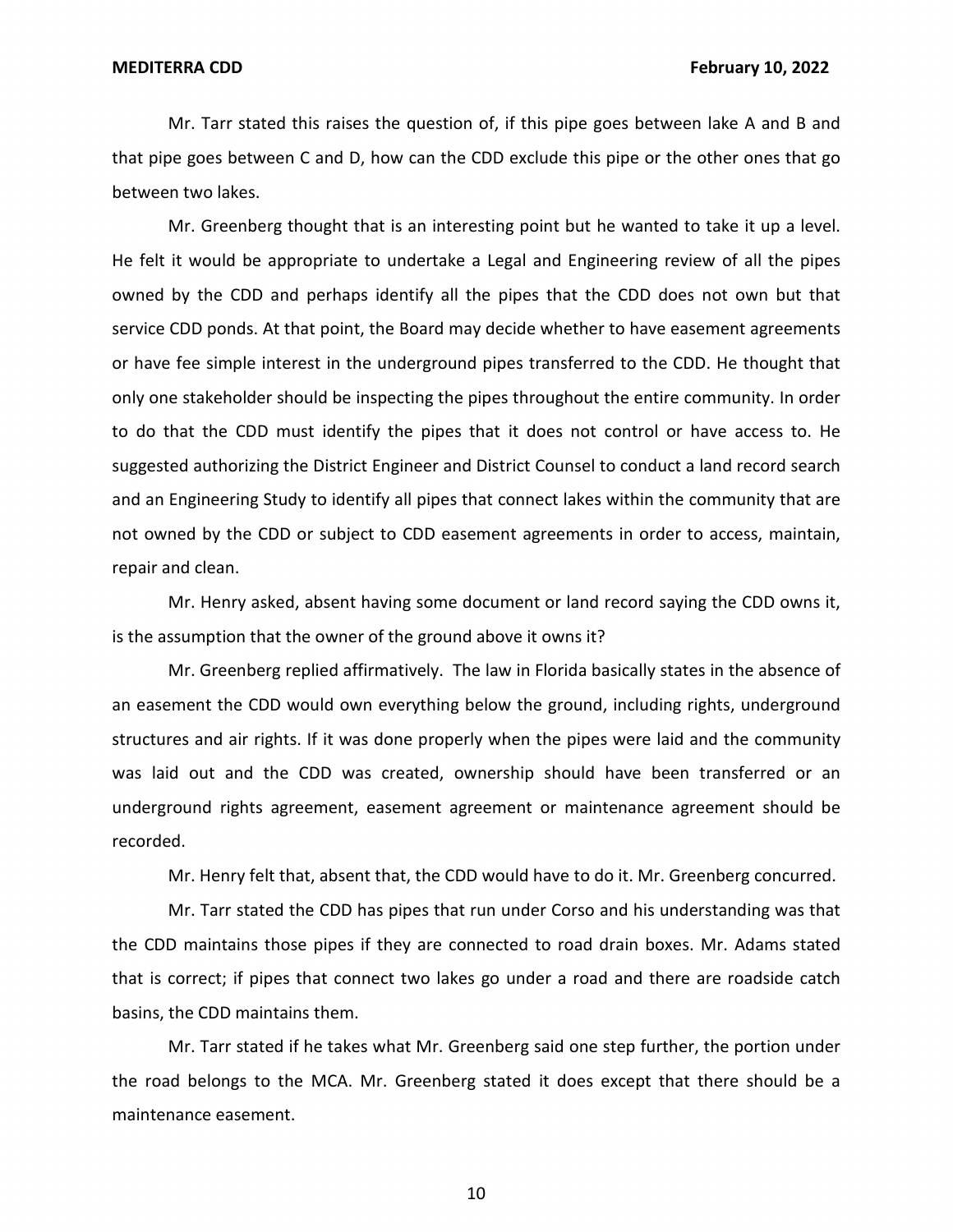Mr. Tarr stated this raises the question of, if this pipe goes between lake A and B and that pipe goes between C and D, how can the CDD exclude this pipe or the other ones that go between two lakes.

Mr. Greenberg thought that is an interesting point but he wanted to take it up a level. He felt it would be appropriate to undertake a Legal and Engineering review of all the pipes owned by the CDD and perhaps identify all the pipes that the CDD does not own but that service CDD ponds. At that point, the Board may decide whether to have easement agreements or have fee simple interest in the underground pipes transferred to the CDD. He thought that only one stakeholder should be inspecting the pipes throughout the entire community. In order to do that the CDD must identify the pipes that it does not control or have access to. He suggested authorizing the District Engineer and District Counsel to conduct a land record search and an Engineering Study to identify all pipes that connect lakes within the community that are not owned by the CDD or subject to CDD easement agreements in order to access, maintain, repair and clean.

Mr. Henry asked, absent having some document or land record saying the CDD owns it, is the assumption that the owner of the ground above it owns it?

Mr. Greenberg replied affirmatively. The law in Florida basically states in the absence of an easement the CDD would own everything below the ground, including rights, underground structures and air rights. If it was done properly when the pipes were laid and the community was laid out and the CDD was created, ownership should have been transferred or an underground rights agreement, easement agreement or maintenance agreement should be recorded.

Mr. Henry felt that, absent that, the CDD would have to do it. Mr. Greenberg concurred.

Mr. Tarr stated the CDD has pipes that run under Corso and his understanding was that the CDD maintains those pipes if they are connected to road drain boxes. Mr. Adams stated that is correct; if pipes that connect two lakes go under a road and there are roadside catch basins, the CDD maintains them.

Mr. Tarr stated if he takes what Mr. Greenberg said one step further, the portion under the road belongs to the MCA. Mr. Greenberg stated it does except that there should be a maintenance easement.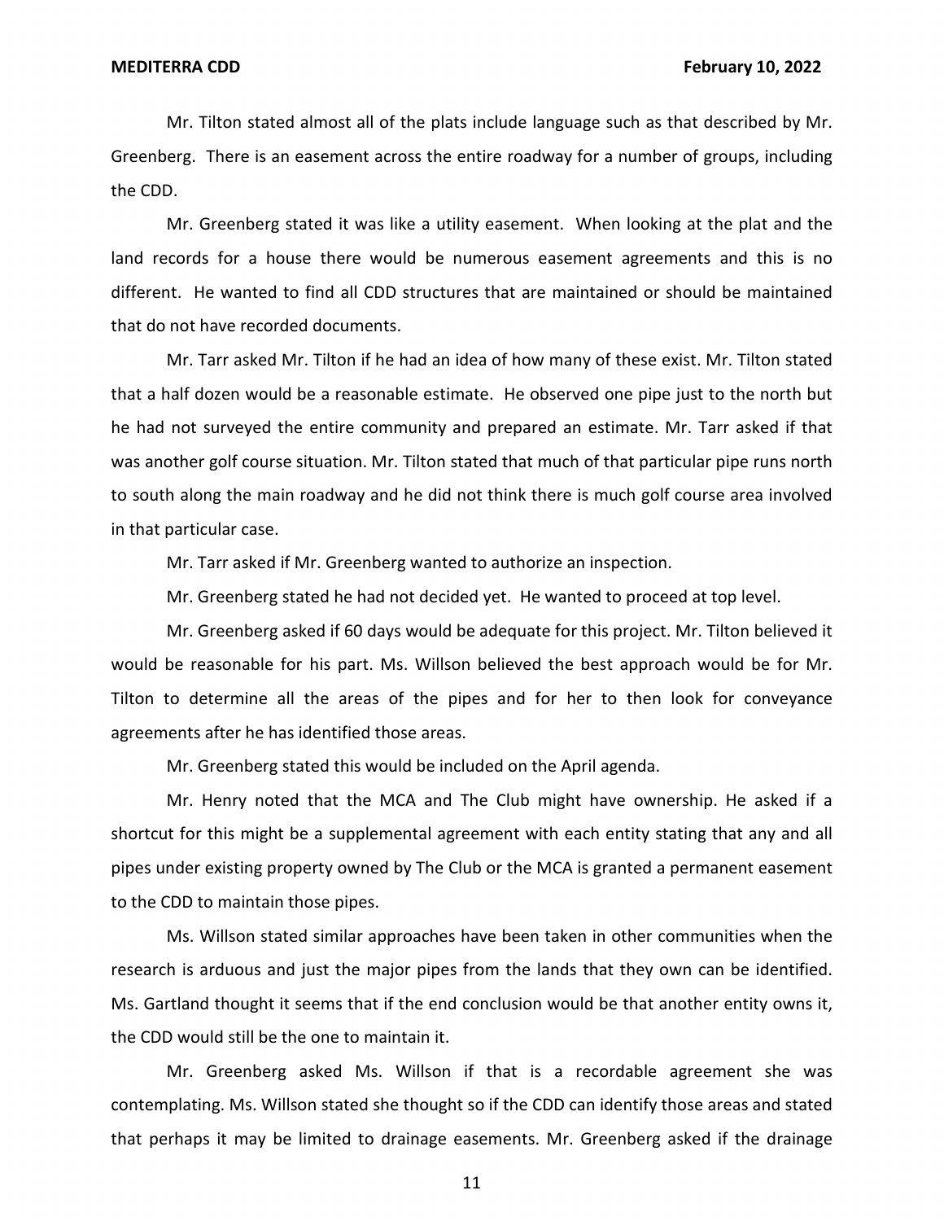Mr. Tilton stated almost all of the plats include language such as that described by Mr. Greenberg. There is an easement across the entire roadway for a number of groups, including the CDD.

Mr. Greenberg stated it was like a utility easement. When looking at the plat and the land records for a house there would be numerous easement agreements and this is no different. He wanted to find all CDD structures that are maintained or should be maintained that do not have recorded documents.

Mr. Tarr asked Mr. Tilton if he had an idea of how many of these exist. Mr. Tilton stated that a half dozen would be a reasonable estimate. He observed one pipe just to the north but he had not surveyed the entire community and prepared an estimate. Mr. Tarr asked if that was another golf course situation. Mr. Tilton stated that much of that particular pipe runs north to south along the main roadway and he did not think there is much golf course area involved in that particular case.

Mr. Tarr asked if Mr. Greenberg wanted to authorize an inspection.

Mr. Greenberg stated he had not decided yet. He wanted to proceed at top level.

Mr. Greenberg asked if 60 days would be adequate for this project. Mr. Tilton believed it would be reasonable for his part. Ms. Willson believed the best approach would be for Mr. Tilton to determine all the areas of the pipes and for her to then look for conveyance agreements after he has identified those areas.

Mr. Greenberg stated this would be included on the April agenda.

Mr. Henry noted that the MCA and The Club might have ownership. He asked if a shortcut for this might be a supplemental agreement with each entity stating that any and all pipes under existing property owned by The Club or the MCA is granted a permanent easement to the CDD to maintain those pipes.

Ms. Willson stated similar approaches have been taken in other communities when the research is arduous and just the major pipes from the lands that they own can be identified. Ms. Gartland thought it seems that if the end conclusion would be that another entity owns it, the CDD would still be the one to maintain it.

Mr. Greenberg asked Ms. Willson if that is a recordable agreement she was contemplating. Ms. Willson stated she thought so if the CDD can identify those areas and stated that perhaps it may be limited to drainage easements. Mr. Greenberg asked if the drainage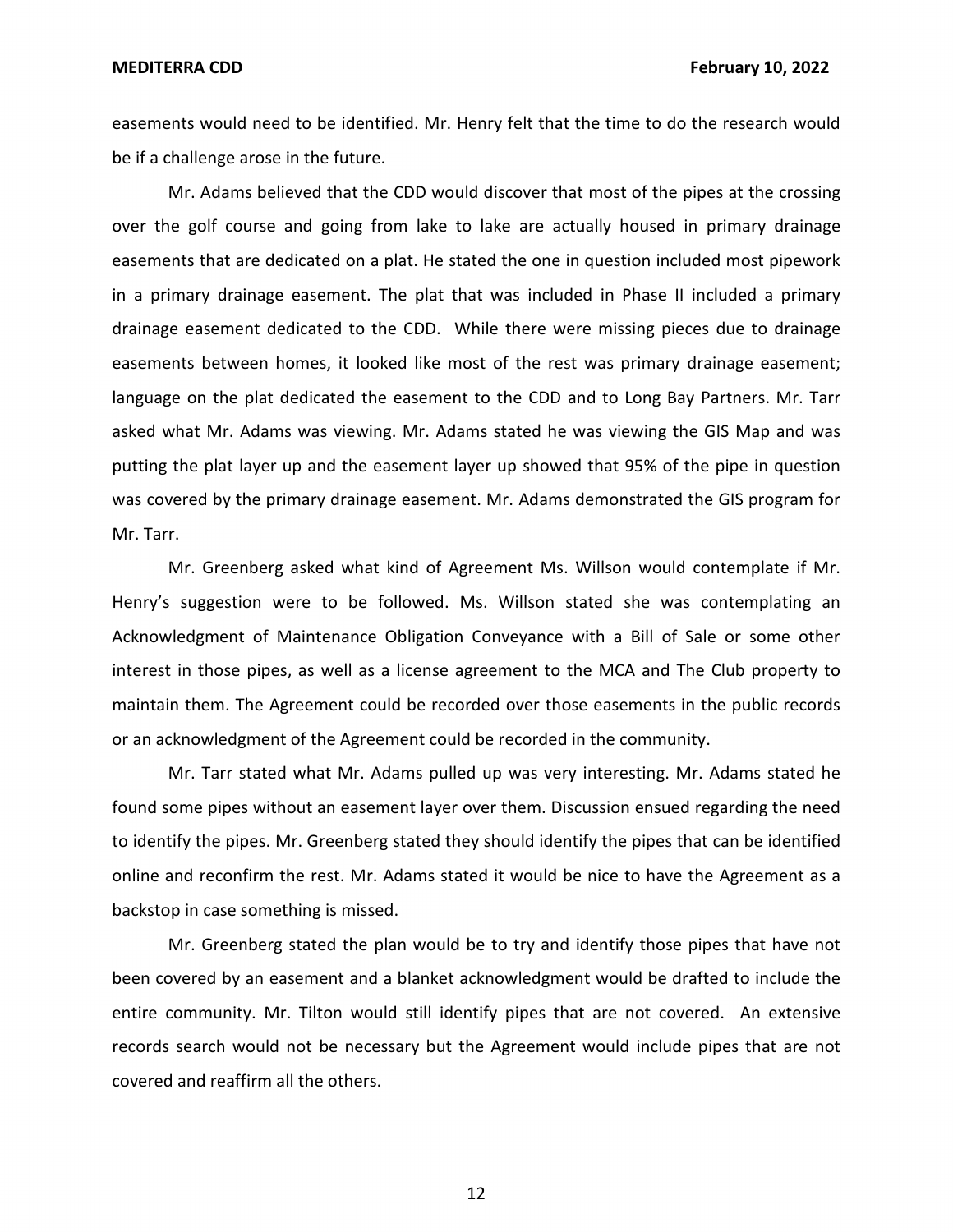easements would need to be identified. Mr. Henry felt that the time to do the research would be if a challenge arose in the future.

Mr. Adams believed that the CDD would discover that most of the pipes at the crossing over the golf course and going from lake to lake are actually housed in primary drainage easements that are dedicated on a plat. He stated the one in question included most pipework in a primary drainage easement. The plat that was included in Phase II included a primary drainage easement dedicated to the CDD. While there were missing pieces due to drainage easements between homes, it looked like most of the rest was primary drainage easement; language on the plat dedicated the easement to the CDD and to Long Bay Partners. Mr. Tarr asked what Mr. Adams was viewing. Mr. Adams stated he was viewing the GIS Map and was putting the plat layer up and the easement layer up showed that 95% of the pipe in question was covered by the primary drainage easement. Mr. Adams demonstrated the GIS program for Mr. Tarr.

Mr. Greenberg asked what kind of Agreement Ms. Willson would contemplate if Mr. Henry's suggestion were to be followed. Ms. Willson stated she was contemplating an Acknowledgment of Maintenance Obligation Conveyance with a Bill of Sale or some other interest in those pipes, as well as a license agreement to the MCA and The Club property to maintain them. The Agreement could be recorded over those easements in the public records or an acknowledgment of the Agreement could be recorded in the community.

Mr. Tarr stated what Mr. Adams pulled up was very interesting. Mr. Adams stated he found some pipes without an easement layer over them. Discussion ensued regarding the need to identify the pipes. Mr. Greenberg stated they should identify the pipes that can be identified online and reconfirm the rest. Mr. Adams stated it would be nice to have the Agreement as a backstop in case something is missed.

Mr. Greenberg stated the plan would be to try and identify those pipes that have not been covered by an easement and a blanket acknowledgment would be drafted to include the entire community. Mr. Tilton would still identify pipes that are not covered. An extensive records search would not be necessary but the Agreement would include pipes that are not covered and reaffirm all the others.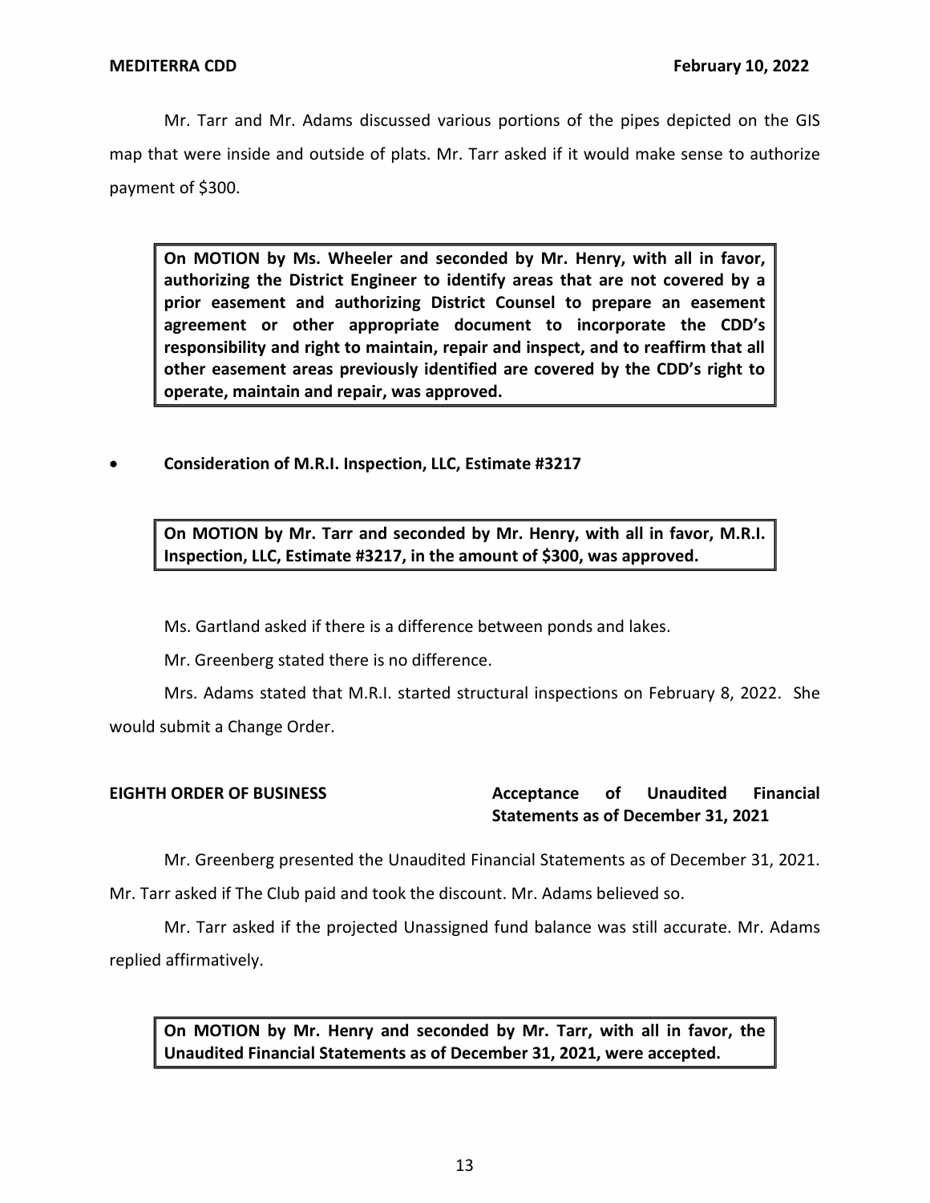Mr. Tarr and Mr. Adams discussed various portions of the pipes depicted on the GIS map that were inside and outside of plats. Mr. Tarr asked if it would make sense to authorize payment of $300.

> **On MOTION by Ms. Wheeler and seconded by Mr. Henry, with all in favor, authorizing the District Engineer to identify areas that are not covered by a prior easement and authorizing District Counsel to prepare an easement agreement or other appropriate document to incorporate the CDD's responsibility and right to maintain, repair and inspect, and to reaffirm that all other easement areas previously identified are covered by the CDD's right to operate, maintain and repair, was approved.**

- **Consideration of M.R.I. Inspection, LLC, Estimate #3217**

> **On MOTION by Mr. Tarr and seconded by Mr. Henry, with all in favor, M.R.I. Inspection, LLC, Estimate #3217, in the amount of $300, was approved.**

Ms. Gartland asked if there is a difference between ponds and lakes.

Mr. Greenberg stated there is no difference.

Mrs. Adams stated that M.R.I. started structural inspections on February 8, 2022. She would submit a Change Order.

**EIGHTH ORDER OF BUSINESS** **Acceptance of Unaudited Financial Statements as of December 31, 2021**

Mr. Greenberg presented the Unaudited Financial Statements as of December 31, 2021. Mr. Tarr asked if The Club paid and took the discount. Mr. Adams believed so.

Mr. Tarr asked if the projected Unassigned fund balance was still accurate. Mr. Adams replied affirmatively.

> **On MOTION by Mr. Henry and seconded by Mr. Tarr, with all in favor, the Unaudited Financial Statements as of December 31, 2021, were accepted.**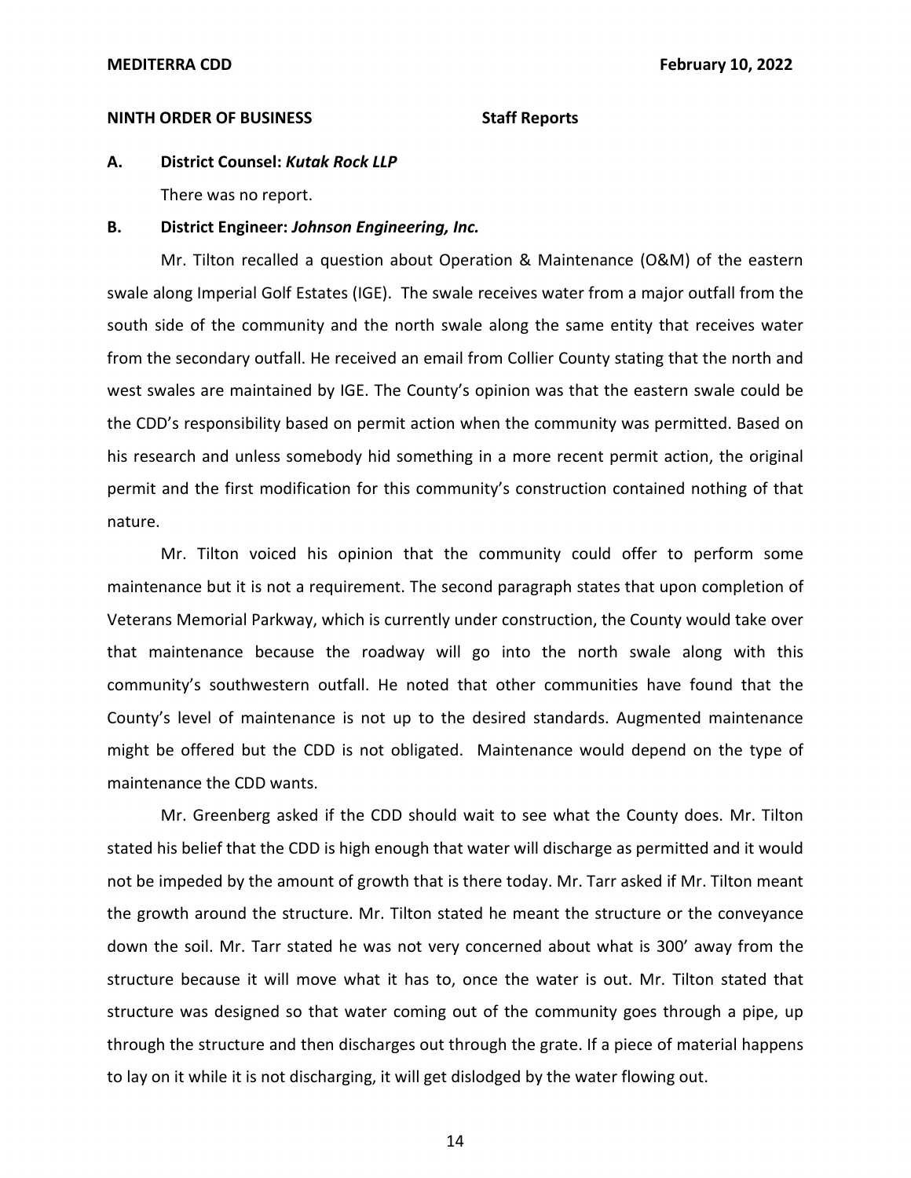**NINTH ORDER OF BUSINESS** **Staff Reports**

**A. District Counsel: *Kutak Rock LLP***

There was no report.

**B. District Engineer: *Johnson Engineering, Inc.***

Mr. Tilton recalled a question about Operation & Maintenance (O&M) of the eastern swale along Imperial Golf Estates (IGE). The swale receives water from a major outfall from the south side of the community and the north swale along the same entity that receives water from the secondary outfall. He received an email from Collier County stating that the north and west swales are maintained by IGE. The County's opinion was that the eastern swale could be the CDD's responsibility based on permit action when the community was permitted. Based on his research and unless somebody hid something in a more recent permit action, the original permit and the first modification for this community's construction contained nothing of that nature.

Mr. Tilton voiced his opinion that the community could offer to perform some maintenance but it is not a requirement. The second paragraph states that upon completion of Veterans Memorial Parkway, which is currently under construction, the County would take over that maintenance because the roadway will go into the north swale along with this community's southwestern outfall. He noted that other communities have found that the County's level of maintenance is not up to the desired standards. Augmented maintenance might be offered but the CDD is not obligated. Maintenance would depend on the type of maintenance the CDD wants.

Mr. Greenberg asked if the CDD should wait to see what the County does. Mr. Tilton stated his belief that the CDD is high enough that water will discharge as permitted and it would not be impeded by the amount of growth that is there today. Mr. Tarr asked if Mr. Tilton meant the growth around the structure. Mr. Tilton stated he meant the structure or the conveyance down the soil. Mr. Tarr stated he was not very concerned about what is 300' away from the structure because it will move what it has to, once the water is out. Mr. Tilton stated that structure was designed so that water coming out of the community goes through a pipe, up through the structure and then discharges out through the grate. If a piece of material happens to lay on it while it is not discharging, it will get dislodged by the water flowing out.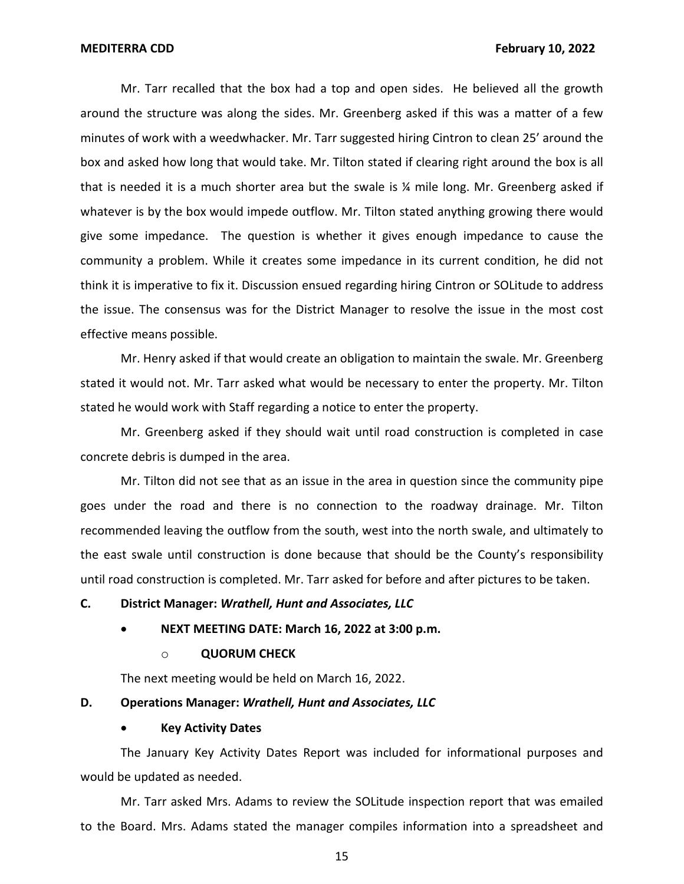Mr. Tarr recalled that the box had a top and open sides. He believed all the growth around the structure was along the sides. Mr. Greenberg asked if this was a matter of a few minutes of work with a weedwhacker. Mr. Tarr suggested hiring Cintron to clean 25' around the box and asked how long that would take. Mr. Tilton stated if clearing right around the box is all that is needed it is a much shorter area but the swale is ¼ mile long. Mr. Greenberg asked if whatever is by the box would impede outflow. Mr. Tilton stated anything growing there would give some impedance. The question is whether it gives enough impedance to cause the community a problem. While it creates some impedance in its current condition, he did not think it is imperative to fix it. Discussion ensued regarding hiring Cintron or SOLitude to address the issue. The consensus was for the District Manager to resolve the issue in the most cost effective means possible.

Mr. Henry asked if that would create an obligation to maintain the swale. Mr. Greenberg stated it would not. Mr. Tarr asked what would be necessary to enter the property. Mr. Tilton stated he would work with Staff regarding a notice to enter the property.

Mr. Greenberg asked if they should wait until road construction is completed in case concrete debris is dumped in the area.

Mr. Tilton did not see that as an issue in the area in question since the community pipe goes under the road and there is no connection to the roadway drainage. Mr. Tilton recommended leaving the outflow from the south, west into the north swale, and ultimately to the east swale until construction is done because that should be the County's responsibility until road construction is completed. Mr. Tarr asked for before and after pictures to be taken.

**C. District Manager: *Wrathell, Hunt and Associates, LLC***

- **NEXT MEETING DATE: March 16, 2022 at 3:00 p.m.**
  - **QUORUM CHECK**

The next meeting would be held on March 16, 2022.

**D. Operations Manager: *Wrathell, Hunt and Associates, LLC***

- **Key Activity Dates**

The January Key Activity Dates Report was included for informational purposes and would be updated as needed.

Mr. Tarr asked Mrs. Adams to review the SOLitude inspection report that was emailed to the Board. Mrs. Adams stated the manager compiles information into a spreadsheet and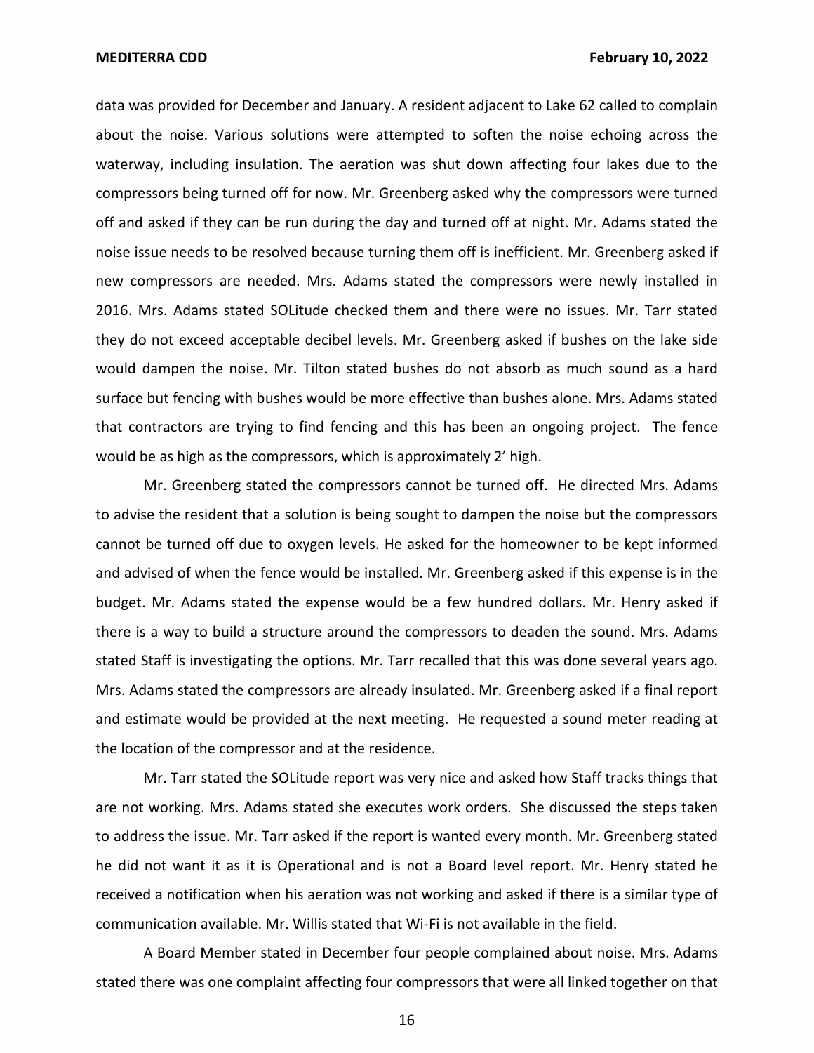data was provided for December and January. A resident adjacent to Lake 62 called to complain about the noise. Various solutions were attempted to soften the noise echoing across the waterway, including insulation. The aeration was shut down affecting four lakes due to the compressors being turned off for now. Mr. Greenberg asked why the compressors were turned off and asked if they can be run during the day and turned off at night. Mr. Adams stated the noise issue needs to be resolved because turning them off is inefficient. Mr. Greenberg asked if new compressors are needed. Mrs. Adams stated the compressors were newly installed in 2016. Mrs. Adams stated SOLitude checked them and there were no issues. Mr. Tarr stated they do not exceed acceptable decibel levels. Mr. Greenberg asked if bushes on the lake side would dampen the noise. Mr. Tilton stated bushes do not absorb as much sound as a hard surface but fencing with bushes would be more effective than bushes alone. Mrs. Adams stated that contractors are trying to find fencing and this has been an ongoing project. The fence would be as high as the compressors, which is approximately 2' high.

Mr. Greenberg stated the compressors cannot be turned off. He directed Mrs. Adams to advise the resident that a solution is being sought to dampen the noise but the compressors cannot be turned off due to oxygen levels. He asked for the homeowner to be kept informed and advised of when the fence would be installed. Mr. Greenberg asked if this expense is in the budget. Mr. Adams stated the expense would be a few hundred dollars. Mr. Henry asked if there is a way to build a structure around the compressors to deaden the sound. Mrs. Adams stated Staff is investigating the options. Mr. Tarr recalled that this was done several years ago. Mrs. Adams stated the compressors are already insulated. Mr. Greenberg asked if a final report and estimate would be provided at the next meeting. He requested a sound meter reading at the location of the compressor and at the residence.

Mr. Tarr stated the SOLitude report was very nice and asked how Staff tracks things that are not working. Mrs. Adams stated she executes work orders. She discussed the steps taken to address the issue. Mr. Tarr asked if the report is wanted every month. Mr. Greenberg stated he did not want it as it is Operational and is not a Board level report. Mr. Henry stated he received a notification when his aeration was not working and asked if there is a similar type of communication available. Mr. Willis stated that Wi-Fi is not available in the field.

A Board Member stated in December four people complained about noise. Mrs. Adams stated there was one complaint affecting four compressors that were all linked together on that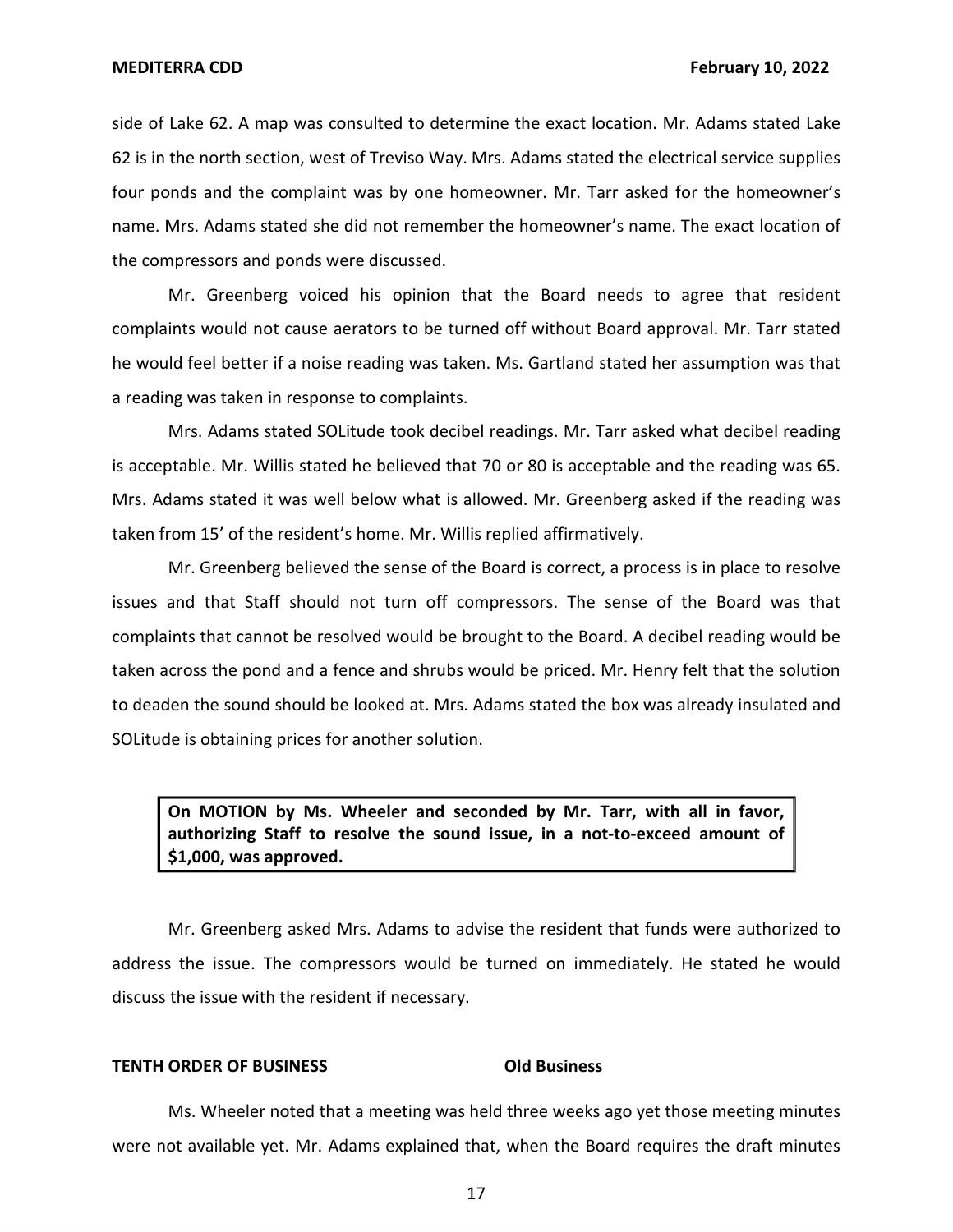side of Lake 62. A map was consulted to determine the exact location. Mr. Adams stated Lake 62 is in the north section, west of Treviso Way. Mrs. Adams stated the electrical service supplies four ponds and the complaint was by one homeowner. Mr. Tarr asked for the homeowner's name. Mrs. Adams stated she did not remember the homeowner's name. The exact location of the compressors and ponds were discussed.

Mr. Greenberg voiced his opinion that the Board needs to agree that resident complaints would not cause aerators to be turned off without Board approval. Mr. Tarr stated he would feel better if a noise reading was taken. Ms. Gartland stated her assumption was that a reading was taken in response to complaints.

Mrs. Adams stated SOLitude took decibel readings. Mr. Tarr asked what decibel reading is acceptable. Mr. Willis stated he believed that 70 or 80 is acceptable and the reading was 65. Mrs. Adams stated it was well below what is allowed. Mr. Greenberg asked if the reading was taken from 15' of the resident's home. Mr. Willis replied affirmatively.

Mr. Greenberg believed the sense of the Board is correct, a process is in place to resolve issues and that Staff should not turn off compressors. The sense of the Board was that complaints that cannot be resolved would be brought to the Board. A decibel reading would be taken across the pond and a fence and shrubs would be priced. Mr. Henry felt that the solution to deaden the sound should be looked at. Mrs. Adams stated the box was already insulated and SOLitude is obtaining prices for another solution.

> **On MOTION by Ms. Wheeler and seconded by Mr. Tarr, with all in favor, authorizing Staff to resolve the sound issue, in a not-to-exceed amount of $1,000, was approved.**

Mr. Greenberg asked Mrs. Adams to advise the resident that funds were authorized to address the issue. The compressors would be turned on immediately. He stated he would discuss the issue with the resident if necessary.

**TENTH ORDER OF BUSINESS Old Business**

Ms. Wheeler noted that a meeting was held three weeks ago yet those meeting minutes were not available yet. Mr. Adams explained that, when the Board requires the draft minutes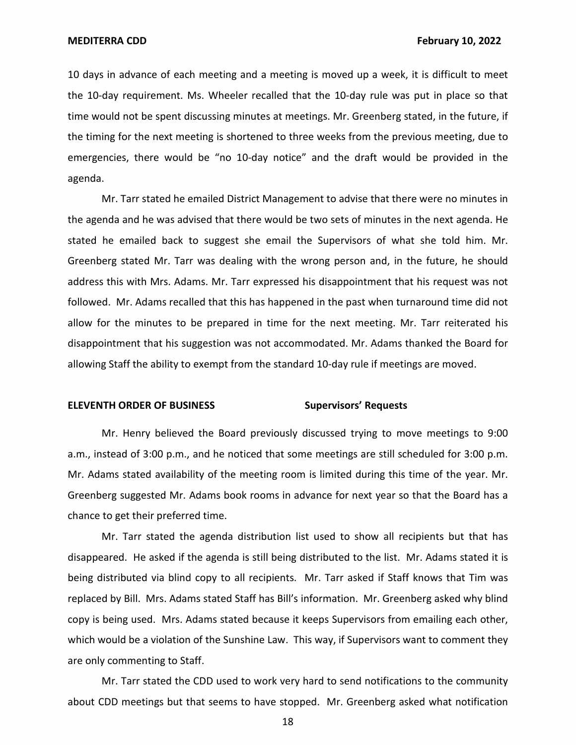10 days in advance of each meeting and a meeting is moved up a week, it is difficult to meet the 10-day requirement. Ms. Wheeler recalled that the 10-day rule was put in place so that time would not be spent discussing minutes at meetings. Mr. Greenberg stated, in the future, if the timing for the next meeting is shortened to three weeks from the previous meeting, due to emergencies, there would be "no 10-day notice" and the draft would be provided in the agenda.

Mr. Tarr stated he emailed District Management to advise that there were no minutes in the agenda and he was advised that there would be two sets of minutes in the next agenda. He stated he emailed back to suggest she email the Supervisors of what she told him. Mr. Greenberg stated Mr. Tarr was dealing with the wrong person and, in the future, he should address this with Mrs. Adams. Mr. Tarr expressed his disappointment that his request was not followed. Mr. Adams recalled that this has happened in the past when turnaround time did not allow for the minutes to be prepared in time for the next meeting. Mr. Tarr reiterated his disappointment that his suggestion was not accommodated. Mr. Adams thanked the Board for allowing Staff the ability to exempt from the standard 10-day rule if meetings are moved.

**ELEVENTH ORDER OF BUSINESS** **Supervisors' Requests**

Mr. Henry believed the Board previously discussed trying to move meetings to 9:00 a.m., instead of 3:00 p.m., and he noticed that some meetings are still scheduled for 3:00 p.m. Mr. Adams stated availability of the meeting room is limited during this time of the year. Mr. Greenberg suggested Mr. Adams book rooms in advance for next year so that the Board has a chance to get their preferred time.

Mr. Tarr stated the agenda distribution list used to show all recipients but that has disappeared. He asked if the agenda is still being distributed to the list. Mr. Adams stated it is being distributed via blind copy to all recipients. Mr. Tarr asked if Staff knows that Tim was replaced by Bill. Mrs. Adams stated Staff has Bill's information. Mr. Greenberg asked why blind copy is being used. Mrs. Adams stated because it keeps Supervisors from emailing each other, which would be a violation of the Sunshine Law. This way, if Supervisors want to comment they are only commenting to Staff.

Mr. Tarr stated the CDD used to work very hard to send notifications to the community about CDD meetings but that seems to have stopped. Mr. Greenberg asked what notification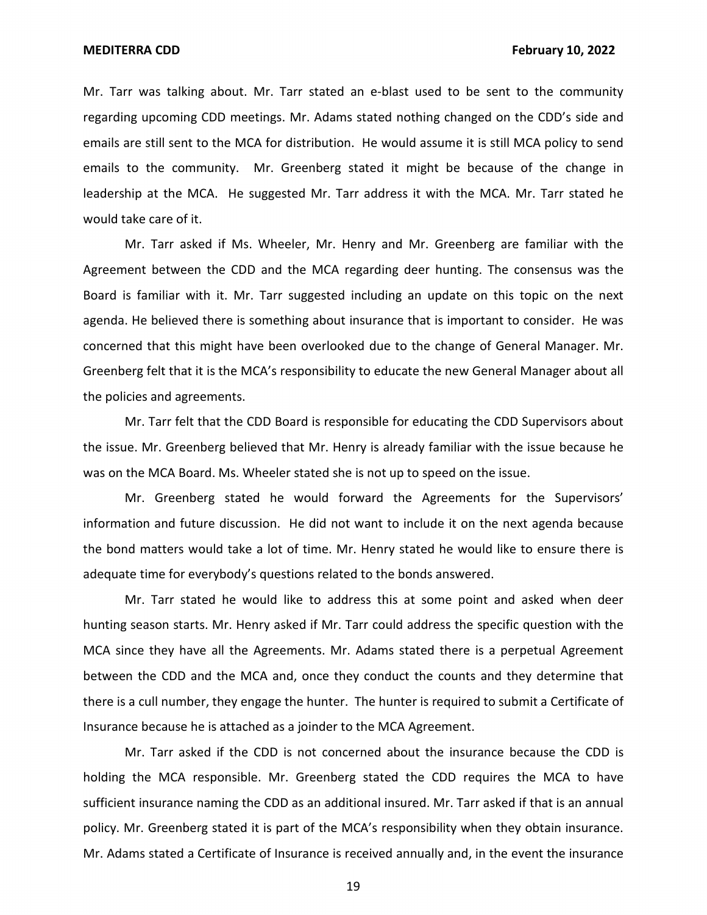Mr. Tarr was talking about. Mr. Tarr stated an e-blast used to be sent to the community regarding upcoming CDD meetings. Mr. Adams stated nothing changed on the CDD's side and emails are still sent to the MCA for distribution. He would assume it is still MCA policy to send emails to the community. Mr. Greenberg stated it might be because of the change in leadership at the MCA. He suggested Mr. Tarr address it with the MCA. Mr. Tarr stated he would take care of it.

Mr. Tarr asked if Ms. Wheeler, Mr. Henry and Mr. Greenberg are familiar with the Agreement between the CDD and the MCA regarding deer hunting. The consensus was the Board is familiar with it. Mr. Tarr suggested including an update on this topic on the next agenda. He believed there is something about insurance that is important to consider. He was concerned that this might have been overlooked due to the change of General Manager. Mr. Greenberg felt that it is the MCA's responsibility to educate the new General Manager about all the policies and agreements.

Mr. Tarr felt that the CDD Board is responsible for educating the CDD Supervisors about the issue. Mr. Greenberg believed that Mr. Henry is already familiar with the issue because he was on the MCA Board. Ms. Wheeler stated she is not up to speed on the issue.

Mr. Greenberg stated he would forward the Agreements for the Supervisors' information and future discussion. He did not want to include it on the next agenda because the bond matters would take a lot of time. Mr. Henry stated he would like to ensure there is adequate time for everybody's questions related to the bonds answered.

Mr. Tarr stated he would like to address this at some point and asked when deer hunting season starts. Mr. Henry asked if Mr. Tarr could address the specific question with the MCA since they have all the Agreements. Mr. Adams stated there is a perpetual Agreement between the CDD and the MCA and, once they conduct the counts and they determine that there is a cull number, they engage the hunter. The hunter is required to submit a Certificate of Insurance because he is attached as a joinder to the MCA Agreement.

Mr. Tarr asked if the CDD is not concerned about the insurance because the CDD is holding the MCA responsible. Mr. Greenberg stated the CDD requires the MCA to have sufficient insurance naming the CDD as an additional insured. Mr. Tarr asked if that is an annual policy. Mr. Greenberg stated it is part of the MCA's responsibility when they obtain insurance. Mr. Adams stated a Certificate of Insurance is received annually and, in the event the insurance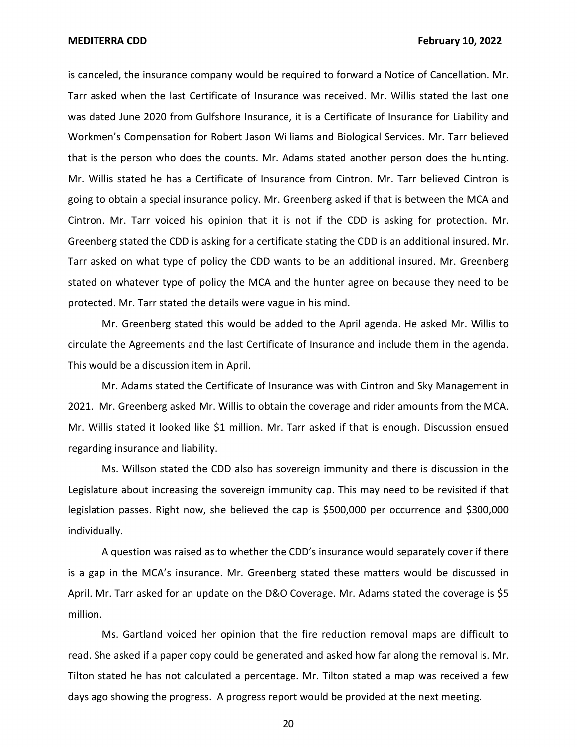is canceled, the insurance company would be required to forward a Notice of Cancellation. Mr. Tarr asked when the last Certificate of Insurance was received. Mr. Willis stated the last one was dated June 2020 from Gulfshore Insurance, it is a Certificate of Insurance for Liability and Workmen's Compensation for Robert Jason Williams and Biological Services. Mr. Tarr believed that is the person who does the counts. Mr. Adams stated another person does the hunting. Mr. Willis stated he has a Certificate of Insurance from Cintron. Mr. Tarr believed Cintron is going to obtain a special insurance policy. Mr. Greenberg asked if that is between the MCA and Cintron. Mr. Tarr voiced his opinion that it is not if the CDD is asking for protection. Mr. Greenberg stated the CDD is asking for a certificate stating the CDD is an additional insured. Mr. Tarr asked on what type of policy the CDD wants to be an additional insured. Mr. Greenberg stated on whatever type of policy the MCA and the hunter agree on because they need to be protected. Mr. Tarr stated the details were vague in his mind.

Mr. Greenberg stated this would be added to the April agenda. He asked Mr. Willis to circulate the Agreements and the last Certificate of Insurance and include them in the agenda. This would be a discussion item in April.

Mr. Adams stated the Certificate of Insurance was with Cintron and Sky Management in 2021. Mr. Greenberg asked Mr. Willis to obtain the coverage and rider amounts from the MCA. Mr. Willis stated it looked like $1 million. Mr. Tarr asked if that is enough. Discussion ensued regarding insurance and liability.

Ms. Willson stated the CDD also has sovereign immunity and there is discussion in the Legislature about increasing the sovereign immunity cap. This may need to be revisited if that legislation passes. Right now, she believed the cap is $500,000 per occurrence and $300,000 individually.

A question was raised as to whether the CDD's insurance would separately cover if there is a gap in the MCA's insurance. Mr. Greenberg stated these matters would be discussed in April. Mr. Tarr asked for an update on the D&O Coverage. Mr. Adams stated the coverage is $5 million.

Ms. Gartland voiced her opinion that the fire reduction removal maps are difficult to read. She asked if a paper copy could be generated and asked how far along the removal is. Mr. Tilton stated he has not calculated a percentage. Mr. Tilton stated a map was received a few days ago showing the progress. A progress report would be provided at the next meeting.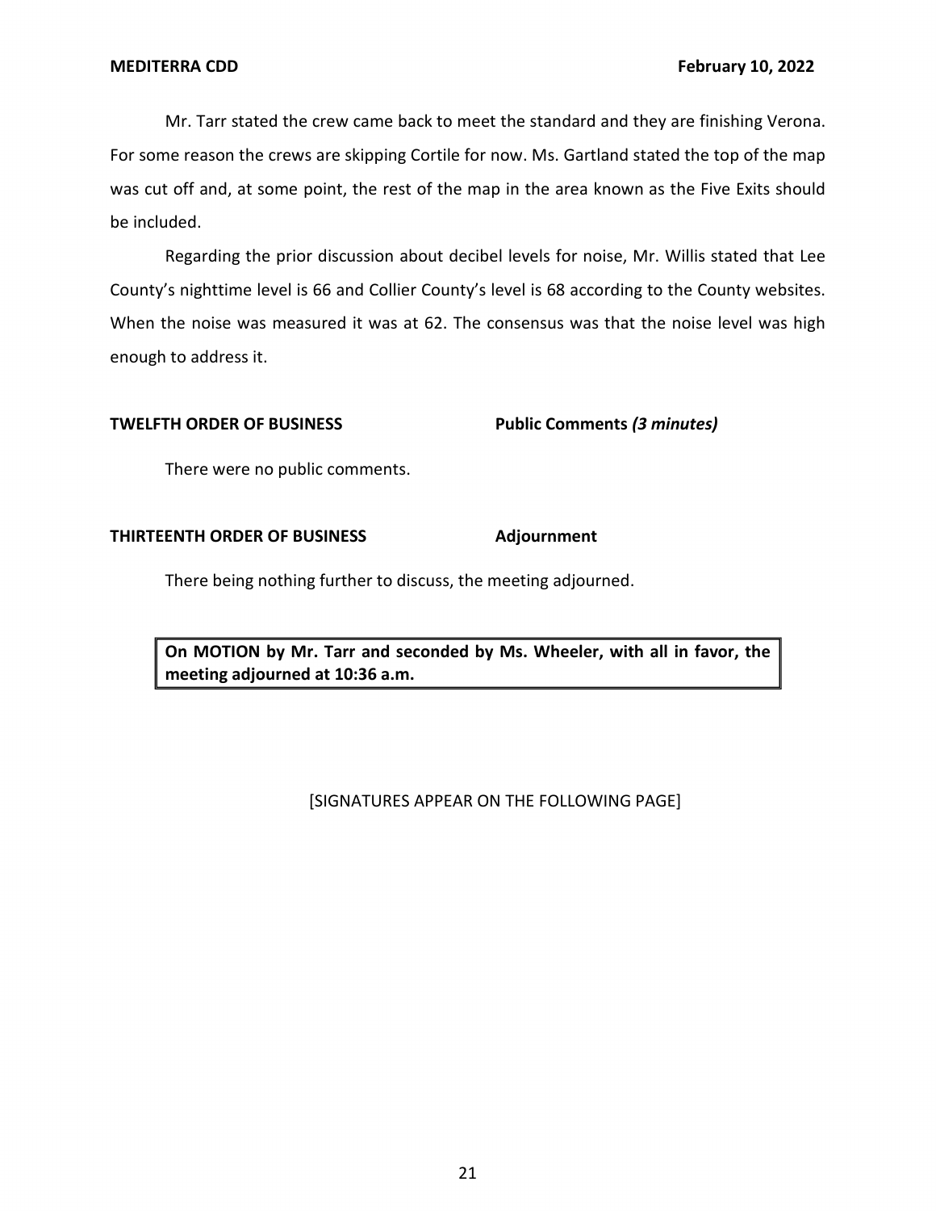Mr. Tarr stated the crew came back to meet the standard and they are finishing Verona. For some reason the crews are skipping Cortile for now. Ms. Gartland stated the top of the map was cut off and, at some point, the rest of the map in the area known as the Five Exits should be included.

Regarding the prior discussion about decibel levels for noise, Mr. Willis stated that Lee County's nighttime level is 66 and Collier County's level is 68 according to the County websites. When the noise was measured it was at 62. The consensus was that the noise level was high enough to address it.

**TWELFTH ORDER OF BUSINESS** **Public Comments *(3 minutes)***

There were no public comments.

**THIRTEENTH ORDER OF BUSINESS** **Adjournment**

There being nothing further to discuss, the meeting adjourned.

| **On MOTION by Mr. Tarr and seconded by Ms. Wheeler, with all in favor, the meeting adjourned at 10:36 a.m.** |
|---|

[SIGNATURES APPEAR ON THE FOLLOWING PAGE]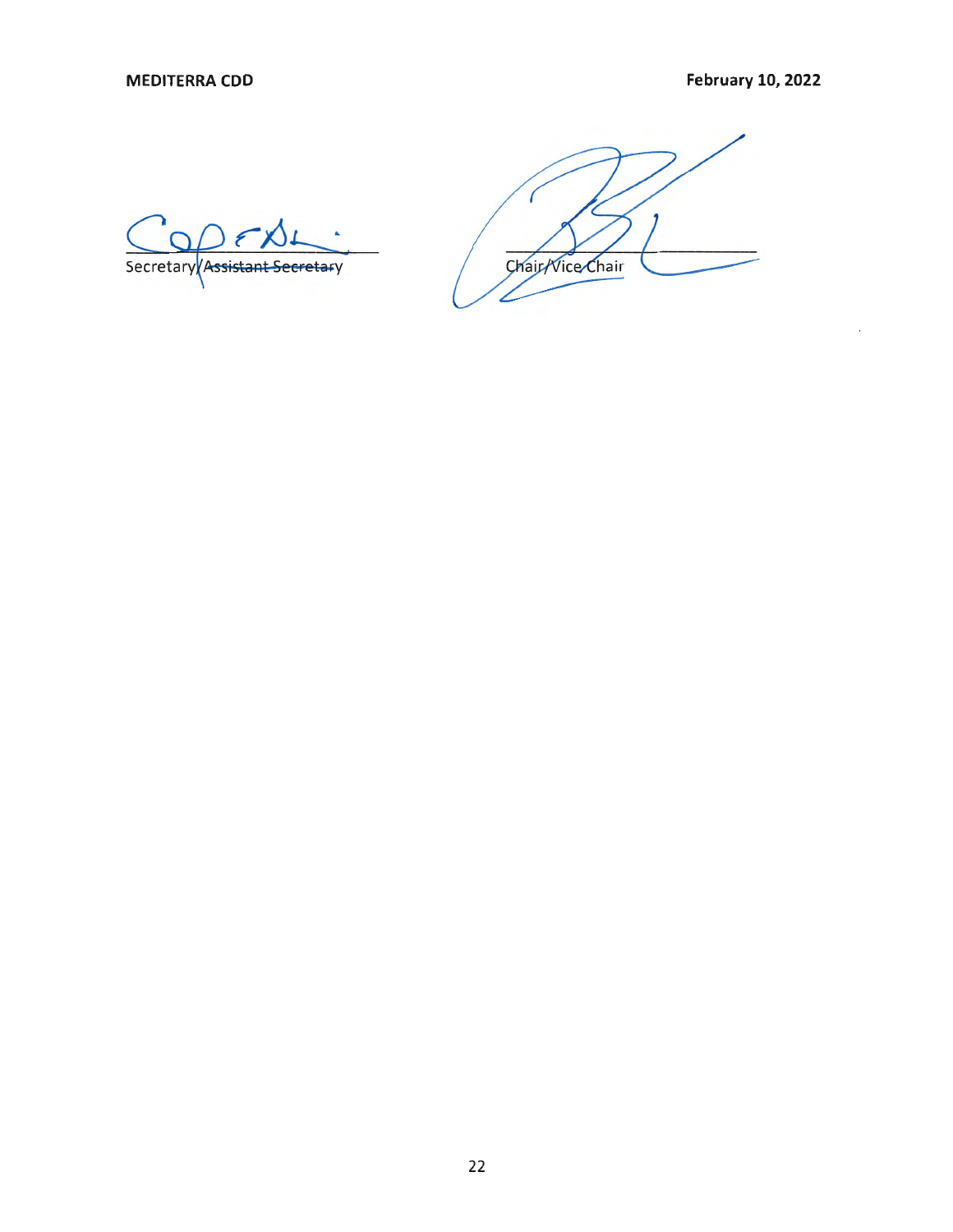\_\_\_\_\_\_\_\_\_\_\_\_\_\_\_\_\_\_\_\_\_\_\_\_\_\_\_\_\_\_\_\_
Secretary/~~Assistant Secretary~~

\_\_\_\_\_\_\_\_\_\_\_\_\_\_\_\_\_\_\_\_\_\_\_\_\_\_\_\_\_\_\_\_
Chair/Vice Chair